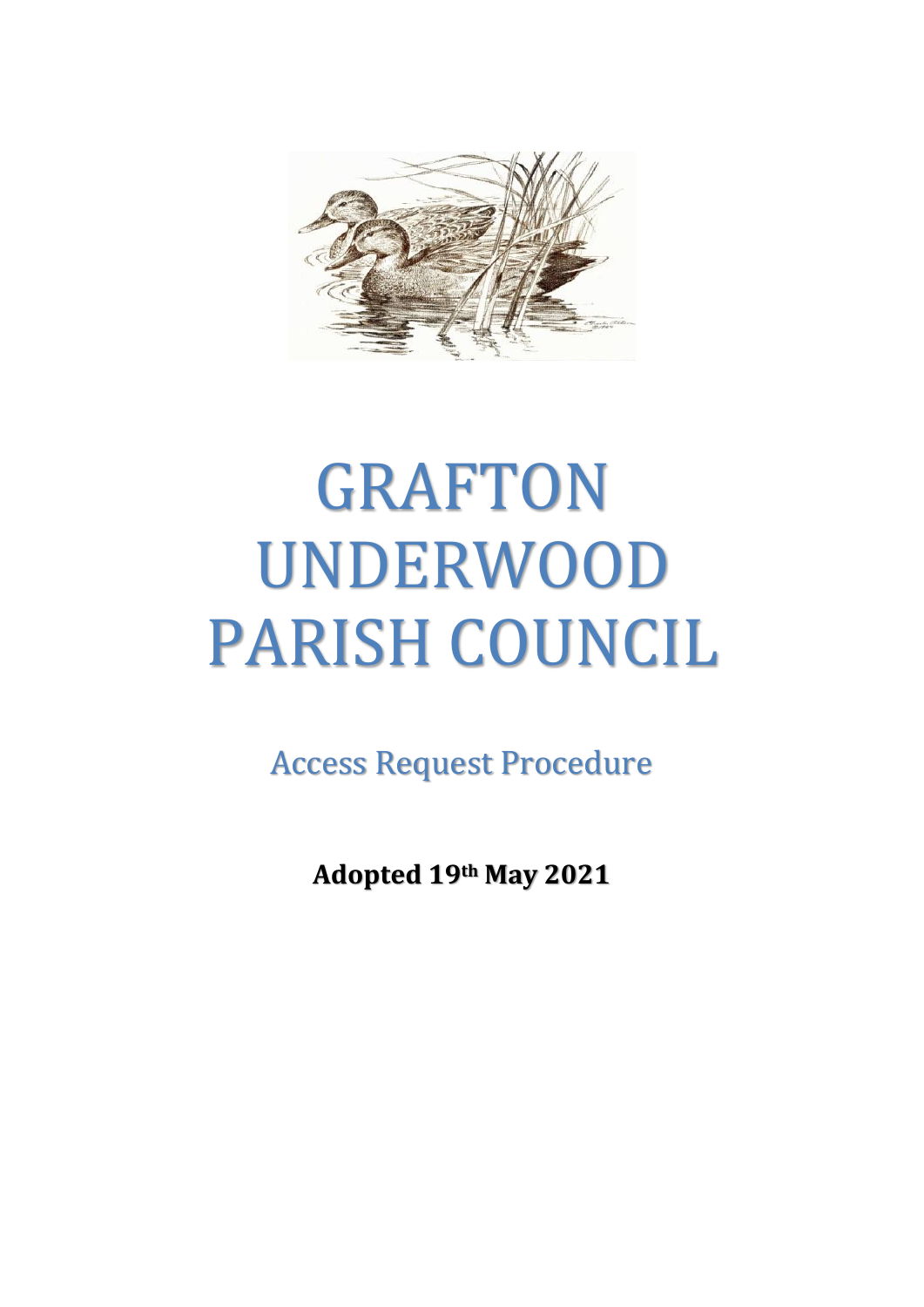# GRAFTON UNDERWOOD PARISH COUNCIL

## Access Request Procedure

**Adopted 19th May 2021**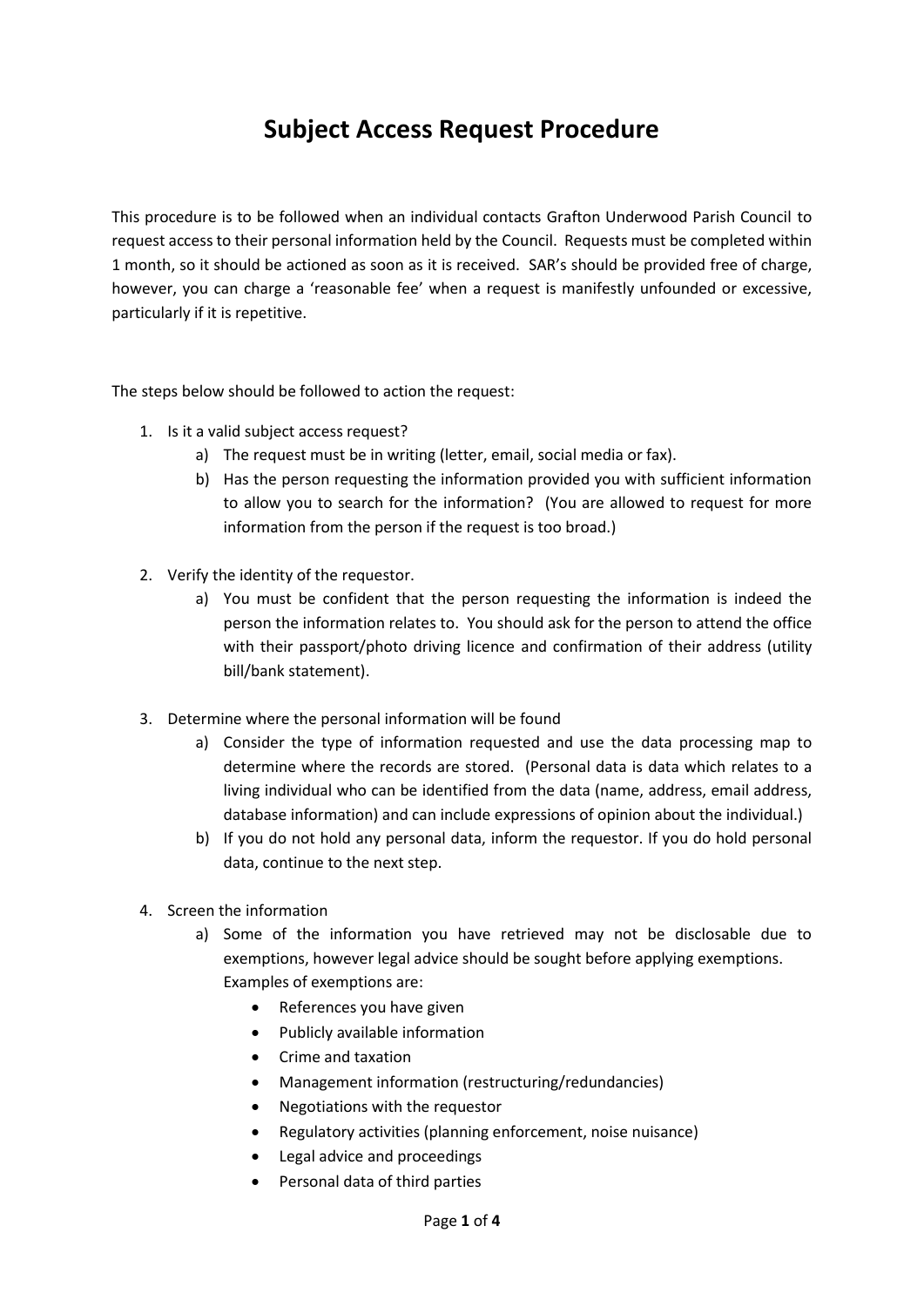# Subject Access Request Procedure

This procedure is to be followed when an individual contacts Grafton Underwood Parish Council to request access to their personal information held by the Council. Requests must be completed within 1 month, so it should be actioned as soon as it is received. SAR's should be provided free of charge, however, you can charge a 'reasonable fee' when a request is manifestly unfounded or excessive, particularly if it is repetitive.

The steps below should be followed to action the request:

1. Is it a valid subject access request?
   a) The request must be in writing (letter, email, social media or fax).
   b) Has the person requesting the information provided you with sufficient information to allow you to search for the information? (You are allowed to request for more information from the person if the request is too broad.)

2. Verify the identity of the requestor.
   a) You must be confident that the person requesting the information is indeed the person the information relates to. You should ask for the person to attend the office with their passport/photo driving licence and confirmation of their address (utility bill/bank statement).

3. Determine where the personal information will be found
   a) Consider the type of information requested and use the data processing map to determine where the records are stored. (Personal data is data which relates to a living individual who can be identified from the data (name, address, email address, database information) and can include expressions of opinion about the individual.)
   b) If you do not hold any personal data, inform the requestor. If you do hold personal data, continue to the next step.

4. Screen the information
   a) Some of the information you have retrieved may not be disclosable due to exemptions, however legal advice should be sought before applying exemptions. Examples of exemptions are:
      - References you have given
      - Publicly available information
      - Crime and taxation
      - Management information (restructuring/redundancies)
      - Negotiations with the requestor
      - Regulatory activities (planning enforcement, noise nuisance)
      - Legal advice and proceedings
      - Personal data of third parties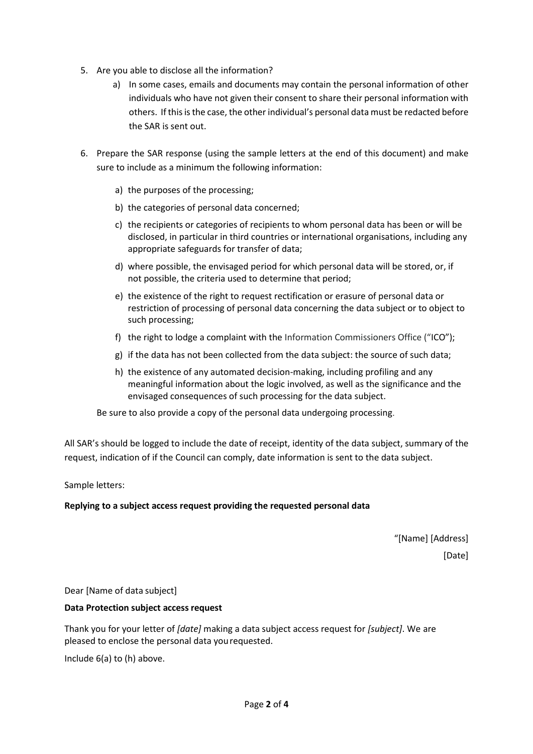5. Are you able to disclose all the information?
    a) In some cases, emails and documents may contain the personal information of other individuals who have not given their consent to share their personal information with others. If this is the case, the other individual's personal data must be redacted before the SAR is sent out.

6. Prepare the SAR response (using the sample letters at the end of this document) and make sure to include as a minimum the following information:
    a) the purposes of the processing;
    b) the categories of personal data concerned;
    c) the recipients or categories of recipients to whom personal data has been or will be disclosed, in particular in third countries or international organisations, including any appropriate safeguards for transfer of data;
    d) where possible, the envisaged period for which personal data will be stored, or, if not possible, the criteria used to determine that period;
    e) the existence of the right to request rectification or erasure of personal data or restriction of processing of personal data concerning the data subject or to object to such processing;
    f) the right to lodge a complaint with the Information Commissioners Office ("ICO");
    g) if the data has not been collected from the data subject: the source of such data;
    h) the existence of any automated decision-making, including profiling and any meaningful information about the logic involved, as well as the significance and the envisaged consequences of such processing for the data subject.

    Be sure to also provide a copy of the personal data undergoing processing.

All SAR's should be logged to include the date of receipt, identity of the data subject, summary of the request, indication of if the Council can comply, date information is sent to the data subject.

Sample letters:

**Replying to a subject access request providing the requested personal data**

"[Name] [Address]

[Date]

Dear [Name of data subject]

**Data Protection subject access request**

Thank you for your letter of *[date]* making a data subject access request for *[subject]*. We are pleased to enclose the personal data you requested.

Include 6(a) to (h) above.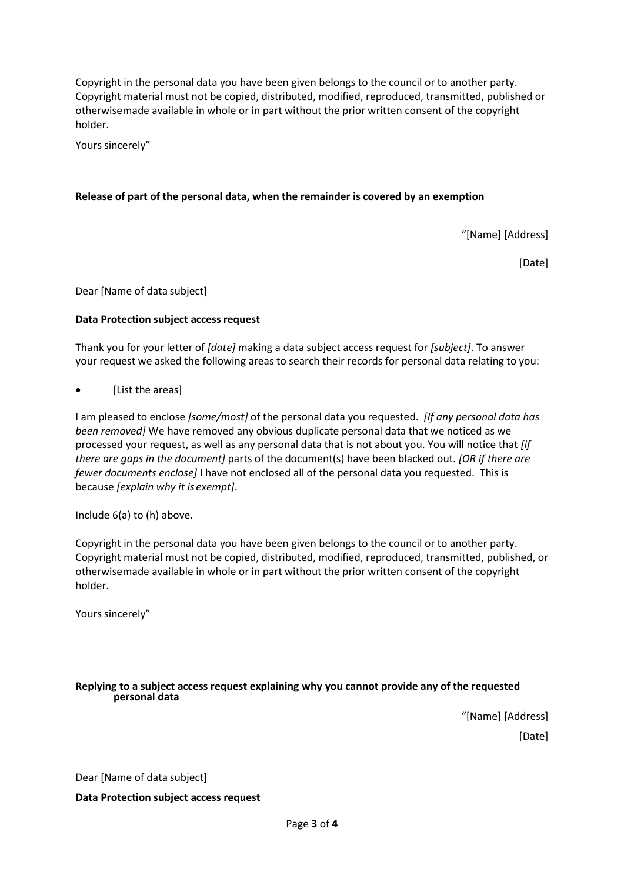Copyright in the personal data you have been given belongs to the council or to another party. Copyright material must not be copied, distributed, modified, reproduced, transmitted, published or otherwisemade available in whole or in part without the prior written consent of the copyright holder.

Yours sincerely"

**Release of part of the personal data, when the remainder is covered by an exemption**

"[Name] [Address]

[Date]

Dear [Name of data subject]

**Data Protection subject access request**

Thank you for your letter of *[date]* making a data subject access request for *[subject]*. To answer your request we asked the following areas to search their records for personal data relating to you:

- [List the areas]

I am pleased to enclose *[some/most]* of the personal data you requested. *[If any personal data has been removed]* We have removed any obvious duplicate personal data that we noticed as we processed your request, as well as any personal data that is not about you. You will notice that *[if there are gaps in the document]* parts of the document(s) have been blacked out. *[OR if there are fewer documents enclose]* I have not enclosed all of the personal data you requested. This is because *[explain why it is exempt]*.

Include 6(a) to (h) above.

Copyright in the personal data you have been given belongs to the council or to another party. Copyright material must not be copied, distributed, modified, reproduced, transmitted, published, or otherwisemade available in whole or in part without the prior written consent of the copyright holder.

Yours sincerely"

**Replying to a subject access request explaining why you cannot provide any of the requested personal data**

"[Name] [Address]

[Date]

Dear [Name of data subject]

**Data Protection subject access request**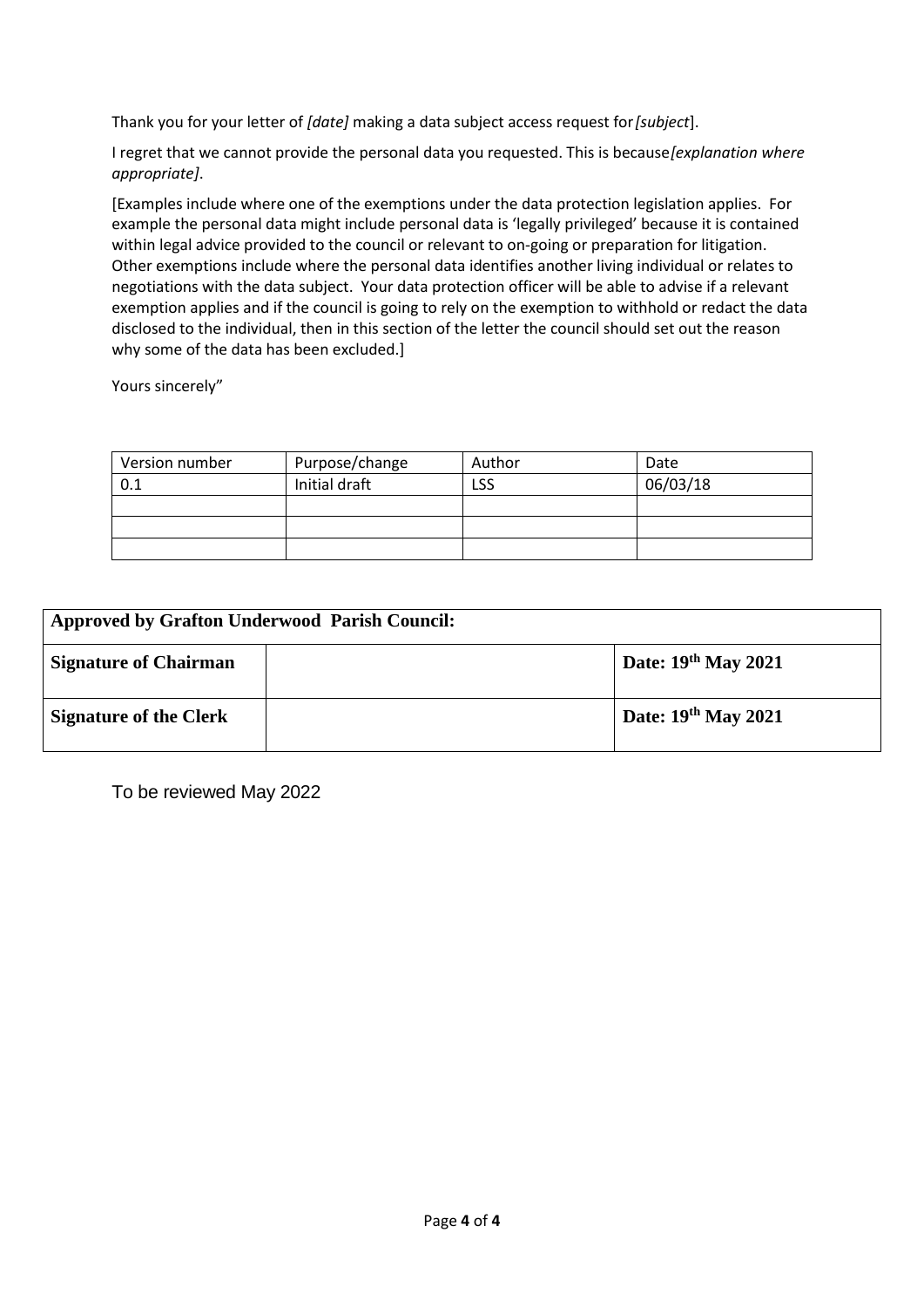Thank you for your letter of *[date]* making a data subject access request for *[subject*].

I regret that we cannot provide the personal data you requested. This is because *[explanation where appropriate]*.

[Examples include where one of the exemptions under the data protection legislation applies. For example the personal data might include personal data is 'legally privileged' because it is contained within legal advice provided to the council or relevant to on-going or preparation for litigation. Other exemptions include where the personal data identifies another living individual or relates to negotiations with the data subject. Your data protection officer will be able to advise if a relevant exemption applies and if the council is going to rely on the exemption to withhold or redact the data disclosed to the individual, then in this section of the letter the council should set out the reason why some of the data has been excluded.]

Yours sincerely"

| Version number | Purpose/change | Author | Date |
| --- | --- | --- | --- |
| 0.1 | Initial draft | LSS | 06/03/18 |
| | | | |
| | | | |
| | | | |

| **Approved by Grafton Underwood Parish Council:** | | |
| --- | --- | --- |
| **Signature of Chairman** | | **Date: 19th May 2021** |
| **Signature of the Clerk** | | **Date: 19th May 2021** |

To be reviewed May 2022